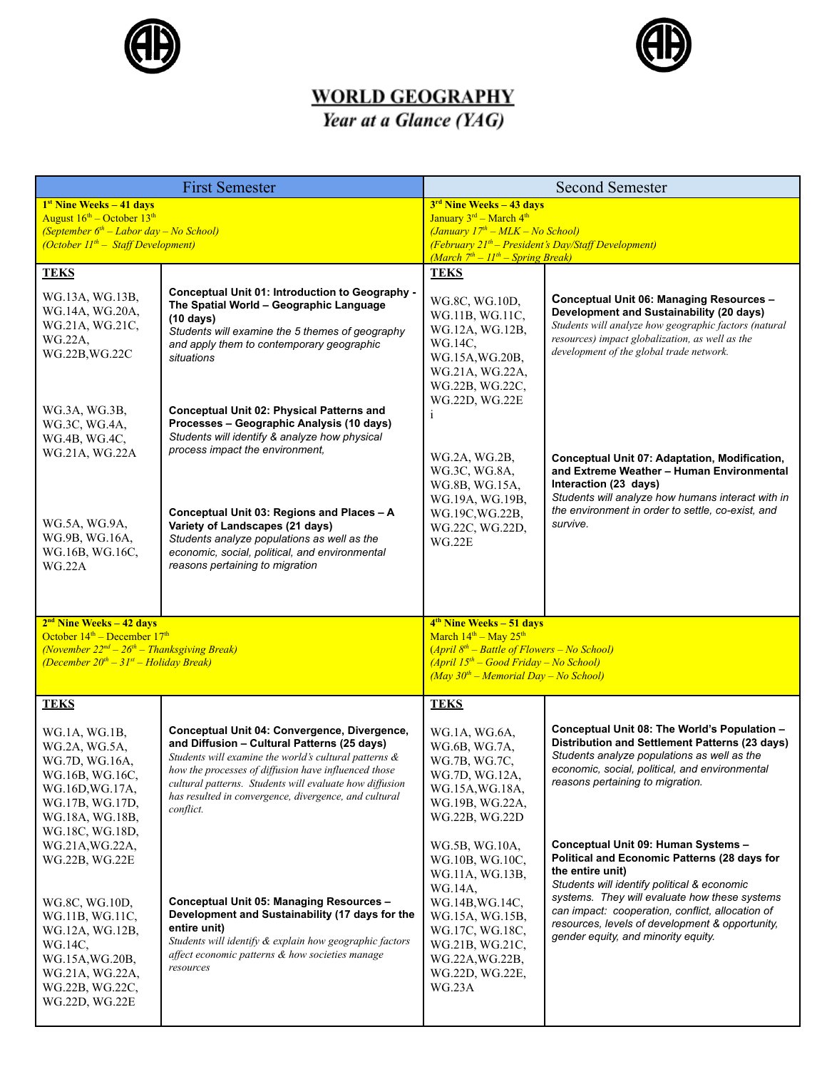# WORLD GEOGRAPHY

## *Year at a Glance (YAG)*

| First Semester | | Second Semester | |
|---|---|---|---|
| **1st Nine Weeks – 41 days**<br>August 16th – October 13th<br>*(September 6th – Labor day – No School)*<br>*(October 11th – Staff Development)* | | **3rd Nine Weeks – 43 days**<br>January 3rd – March 4th<br>*(January 17th – MLK – No School)*<br>*(February 21st – President's Day/Staff Development)*<br>*(March 7th – 11th – Spring Break)* | |
| **TEKS** | | **TEKS** | |
| WG.13A, WG.13B, WG.14A, WG.20A, WG.21A, WG.21C, WG.22A, WG.22B, WG.22C | **Conceptual Unit 01: Introduction to Geography - The Spatial World – Geographic Language (10 days)**<br>*Students will examine the 5 themes of geography and apply them to contemporary geographic situations* | WG.8C, WG.10D, WG.11B, WG.11C, WG.12A, WG.12B, WG.14C, WG.15A, WG.20B, WG.21A, WG.22A, WG.22B, WG.22C, WG.22D, WG.22E i | **Conceptual Unit 06: Managing Resources – Development and Sustainability (20 days)**<br>*Students will analyze how geographic factors (natural resources) impact globalization, as well as the development of the global trade network.* |
| WG.3A, WG.3B, WG.3C, WG.4A, WG.4B, WG.4C, WG.21A, WG.22A | **Conceptual Unit 02: Physical Patterns and Processes – Geography Analysis (10 days)**<br>*Students will identify & analyze how physical process impact the environment,* | WG.2A, WG.2B, WG.3C, WG.8A, WG.8B, WG.15A, WG.19A, WG.19B, WG.19C, WG.22B, WG.22C, WG.22D, WG.22E | **Conceptual Unit 07: Adaptation, Modification, and Extreme Weather – Human Environmental Interaction (23 days)**<br>*Students will analyze how humans interact with in the environment in order to settle, co-exist, and survive.* |
| WG.5A, WG.9A, WG.9B, WG.16A, WG.16B, WG.16C, WG.22A | **Conceptual Unit 03: Regions and Places – A Variety of Landscapes (21 days)**<br>*Students analyze populations as well as the economic, social, political, and environmental reasons pertaining to migration* | | |
| **2nd Nine Weeks – 42 days**<br>October 14th – December 17th<br>*(November 22nd – 26th – Thanksgiving Break)*<br>*(December 20th – 31st – Holiday Break)* | | **4th Nine Weeks – 51 days**<br>March 14th – May 25th<br>*(April 8th – Battle of Flowers – No School)*<br>*(April 15th – Good Friday – No School)*<br>*(May 30th – Memorial Day – No School)* | |
| **TEKS** | | **TEKS** | |
| WG.1A, WG.1B, WG.2A, WG.5A, WG.7D, WG.16A, WG.16B, WG.16C, WG.16D, WG.17A, WG.17B, WG.17D, WG.18A, WG.18B, WG.18C, WG.18D, WG.21A, WG.22A, WG.22B, WG.22E | **Conceptual Unit 04: Convergence, Divergence, and Diffusion – Cultural Patterns (25 days)**<br>*Students will examine the world's cultural patterns & how the processes of diffusion have influenced those cultural patterns. Students will evaluate how diffusion has resulted in convergence, divergence, and cultural conflict.* | WG.1A, WG.6A, WG.6B, WG.7A, WG.7B, WG.7C, WG.7D, WG.12A, WG.15A, WG.18A, WG.19B, WG.22A, WG.22B, WG.22D | **Conceptual Unit 08: The World's Population – Distribution and Settlement Patterns (23 days)**<br>*Students analyze populations as well as the economic, social, political, and environmental reasons pertaining to migration.* |
| WG.8C, WG.10D, WG.11B, WG.11C, WG.12A, WG.12B, WG.14C, WG.15A, WG.20B, WG.21A, WG.22A, WG.22B, WG.22C, WG.22D, WG.22E | **Conceptual Unit 05: Managing Resources – Development and Sustainability (17 days for the entire unit)**<br>*Students will identify & explain how geographic factors affect economic patterns & how societies manage resources* | WG.5B, WG.10A, WG.10B, WG.10C, WG.11A, WG.13B, WG.14A, WG.14B, WG.14C, WG.15A, WG.15B, WG.17C, WG.18C, WG.21B, WG.21C, WG.22A, WG.22B, WG.22D, WG.22E, WG.23A | **Conceptual Unit 09: Human Systems – Political and Economic Patterns (28 days for the entire unit)**<br>*Students will identify political & economic systems. They will evaluate how these systems can impact: cooperation, conflict, allocation of resources, levels of development & opportunity, gender equity, and minority equity.* |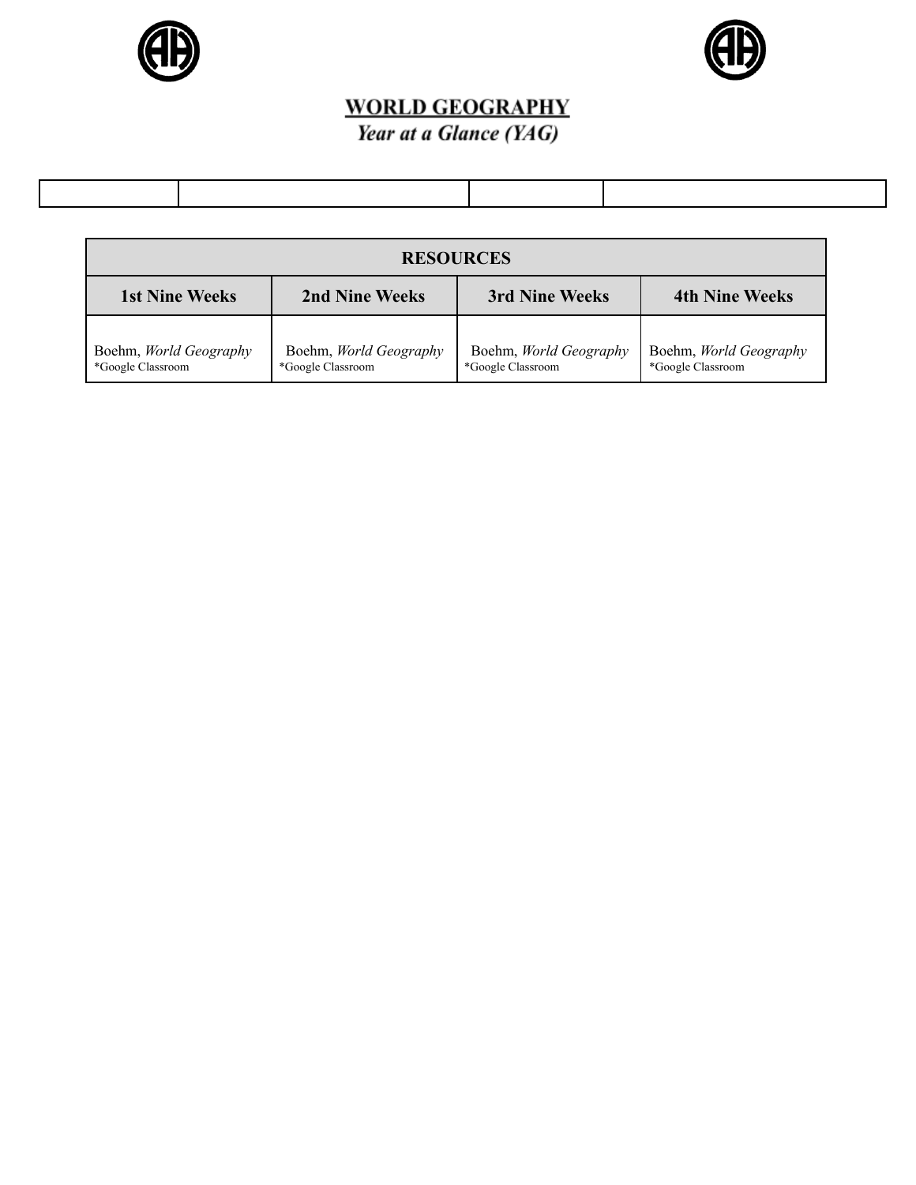# WORLD GEOGRAPHY

*Year at a Glance (YAG)*

| | | | |
|---|---|---|---|

| RESOURCES | | | |
|---|---|---|---|
| **1st Nine Weeks** | **2nd Nine Weeks** | **3rd Nine Weeks** | **4th Nine Weeks** |
| Boehm, *World Geography* *Google Classroom | Boehm, *World Geography* *Google Classroom | Boehm, *World Geography* *Google Classroom | Boehm, *World Geography* *Google Classroom |